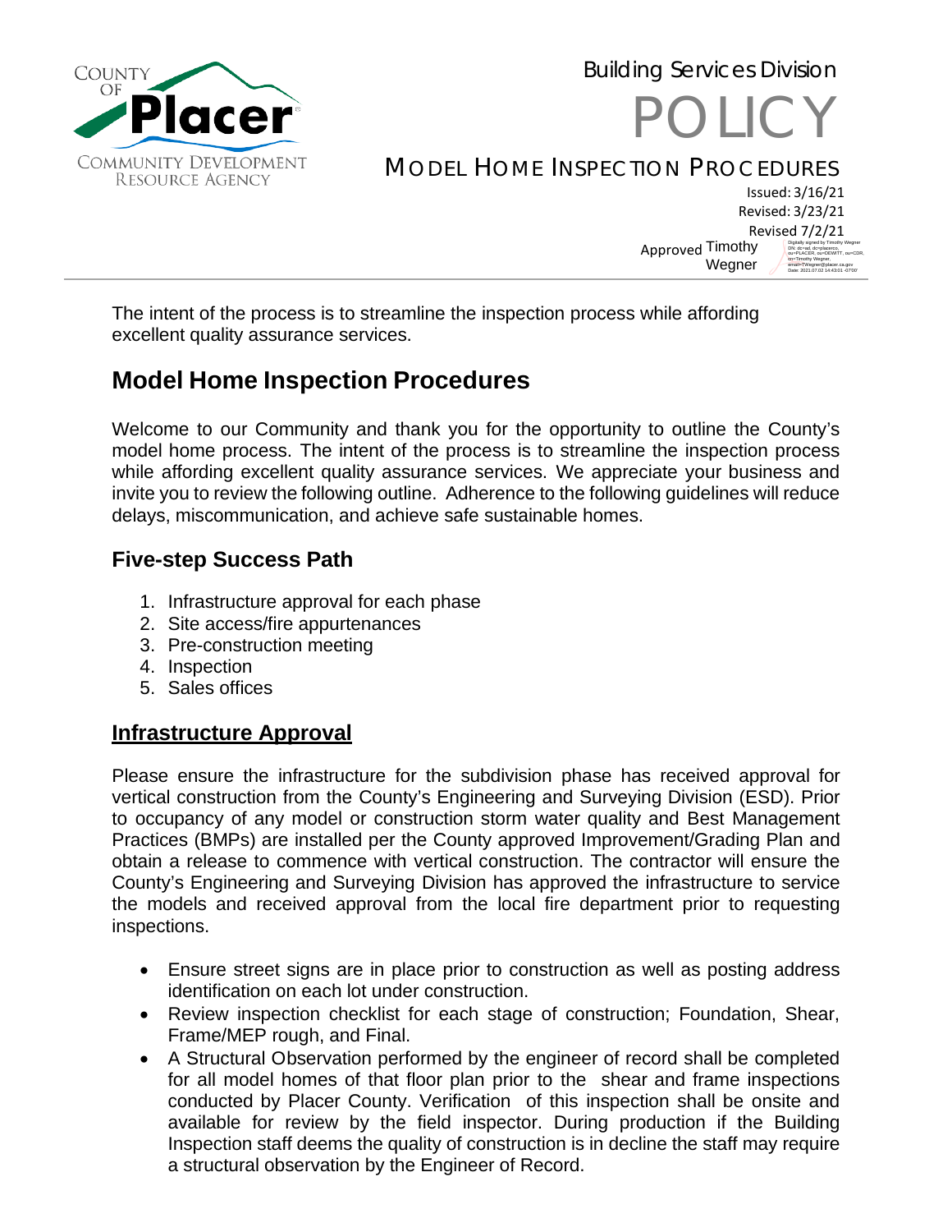COUNTY OF **Placer**

COMMUNITY DEVELOPMENT RESOURCE AGENCY

Building Services Division

# POLICY

MODEL HOME INSPECTION PROCEDURES

Issued: 3/16/21
Revised: 3/23/21
Revised 7/2/21
Approved Timothy Wegner

The intent of the process is to streamline the inspection process while affording excellent quality assurance services.

## Model Home Inspection Procedures

Welcome to our Community and thank you for the opportunity to outline the County's model home process. The intent of the process is to streamline the inspection process while affording excellent quality assurance services. We appreciate your business and invite you to review the following outline. Adherence to the following guidelines will reduce delays, miscommunication, and achieve safe sustainable homes.

### Five-step Success Path

1. Infrastructure approval for each phase
2. Site access/fire appurtenances
3. Pre-construction meeting
4. Inspection
5. Sales offices

### Infrastructure Approval

Please ensure the infrastructure for the subdivision phase has received approval for vertical construction from the County's Engineering and Surveying Division (ESD). Prior to occupancy of any model or construction storm water quality and Best Management Practices (BMPs) are installed per the County approved Improvement/Grading Plan and obtain a release to commence with vertical construction. The contractor will ensure the County's Engineering and Surveying Division has approved the infrastructure to service the models and received approval from the local fire department prior to requesting inspections.

- Ensure street signs are in place prior to construction as well as posting address identification on each lot under construction.
- Review inspection checklist for each stage of construction; Foundation, Shear, Frame/MEP rough, and Final.
- A Structural Observation performed by the engineer of record shall be completed for all model homes of that floor plan prior to the shear and frame inspections conducted by Placer County. Verification of this inspection shall be onsite and available for review by the field inspector. During production if the Building Inspection staff deems the quality of construction is in decline the staff may require a structural observation by the Engineer of Record.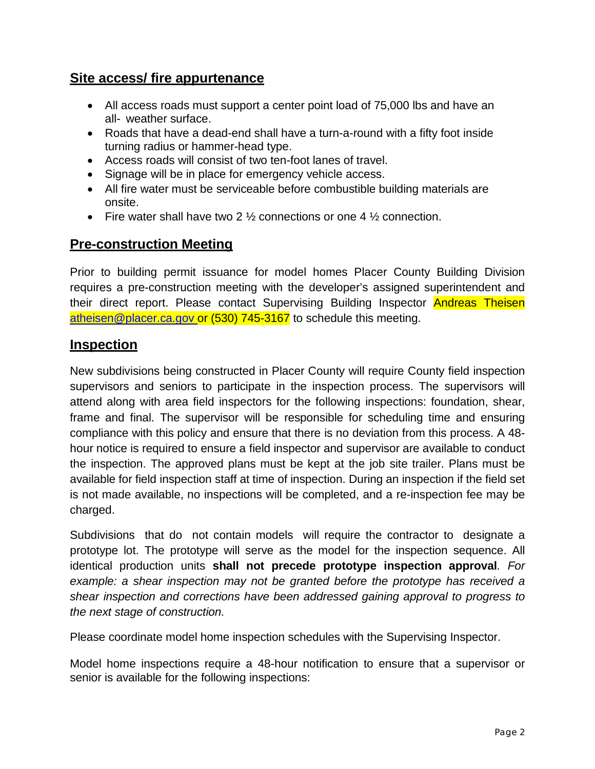## Site access/ fire appurtenance

- All access roads must support a center point load of 75,000 lbs and have an all- weather surface.
- Roads that have a dead-end shall have a turn-a-round with a fifty foot inside turning radius or hammer-head type.
- Access roads will consist of two ten-foot lanes of travel.
- Signage will be in place for emergency vehicle access.
- All fire water must be serviceable before combustible building materials are onsite.
- Fire water shall have two 2 ½ connections or one 4 ½ connection.

## Pre-construction Meeting

Prior to building permit issuance for model homes Placer County Building Division requires a pre-construction meeting with the developer's assigned superintendent and their direct report. Please contact Supervising Building Inspector Andreas Theisen atheisen@placer.ca.gov or (530) 745-3167 to schedule this meeting.

## Inspection

New subdivisions being constructed in Placer County will require County field inspection supervisors and seniors to participate in the inspection process. The supervisors will attend along with area field inspectors for the following inspections: foundation, shear, frame and final. The supervisor will be responsible for scheduling time and ensuring compliance with this policy and ensure that there is no deviation from this process. A 48-hour notice is required to ensure a field inspector and supervisor are available to conduct the inspection. The approved plans must be kept at the job site trailer. Plans must be available for field inspection staff at time of inspection. During an inspection if the field set is not made available, no inspections will be completed, and a re-inspection fee may be charged.

Subdivisions that do not contain models will require the contractor to designate a prototype lot. The prototype will serve as the model for the inspection sequence. All identical production units **shall not precede prototype inspection approval**. *For example: a shear inspection may not be granted before the prototype has received a shear inspection and corrections have been addressed gaining approval to progress to the next stage of construction.*

Please coordinate model home inspection schedules with the Supervising Inspector.

Model home inspections require a 48-hour notification to ensure that a supervisor or senior is available for the following inspections: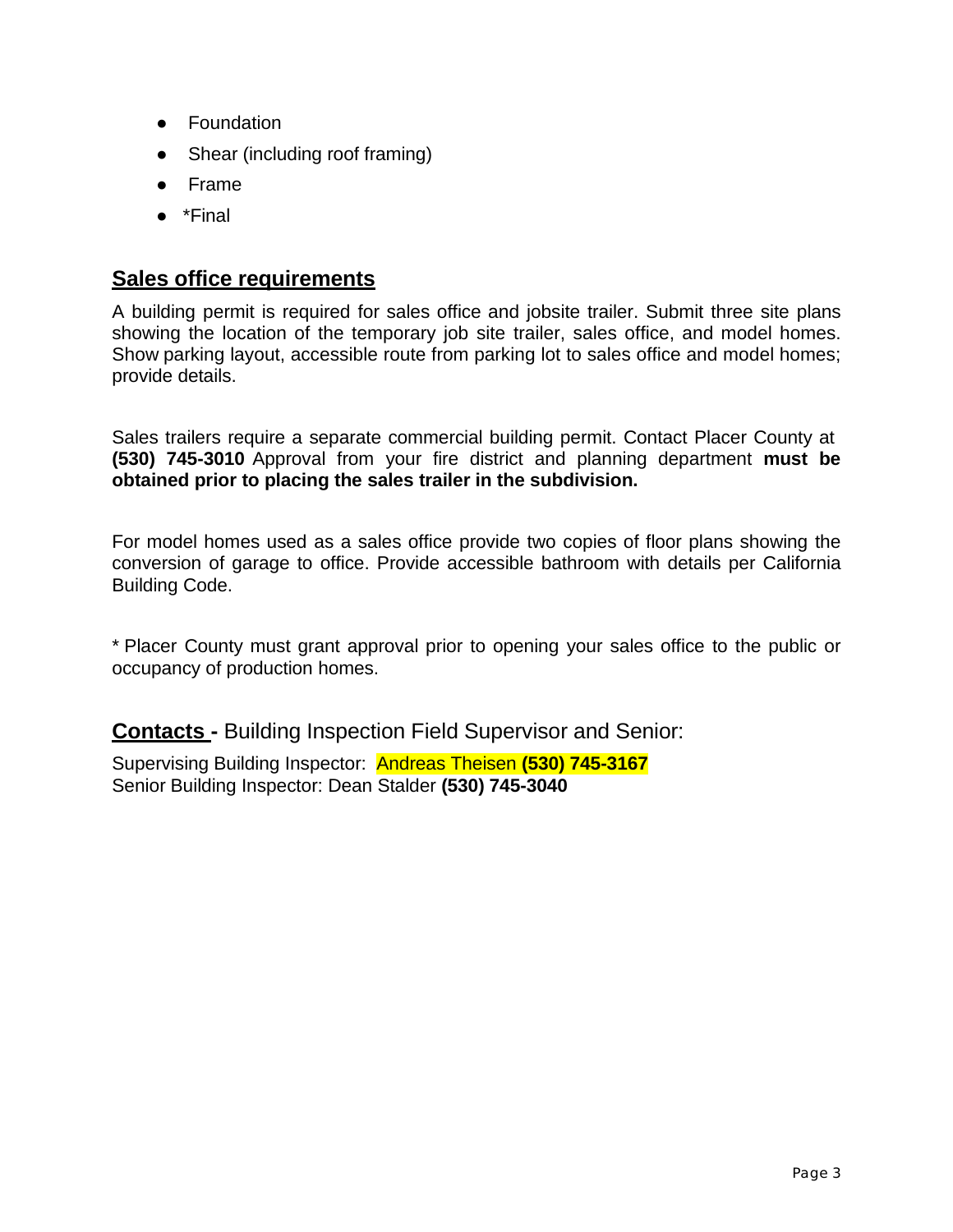- Foundation
- Shear (including roof framing)
- Frame
- *Final

## Sales office requirements

A building permit is required for sales office and jobsite trailer. Submit three site plans showing the location of the temporary job site trailer, sales office, and model homes. Show parking layout, accessible route from parking lot to sales office and model homes; provide details.

Sales trailers require a separate commercial building permit. Contact Placer County at **(530) 745-3010** Approval from your fire district and planning department **must be obtained prior to placing the sales trailer in the subdivision.**

For model homes used as a sales office provide two copies of floor plans showing the conversion of garage to office. Provide accessible bathroom with details per California Building Code.

* Placer County must grant approval prior to opening your sales office to the public or occupancy of production homes.

## Contacts - Building Inspection Field Supervisor and Senior:

Supervising Building Inspector: Andreas Theisen **(530) 745-3167**
Senior Building Inspector: Dean Stalder **(530) 745-3040**